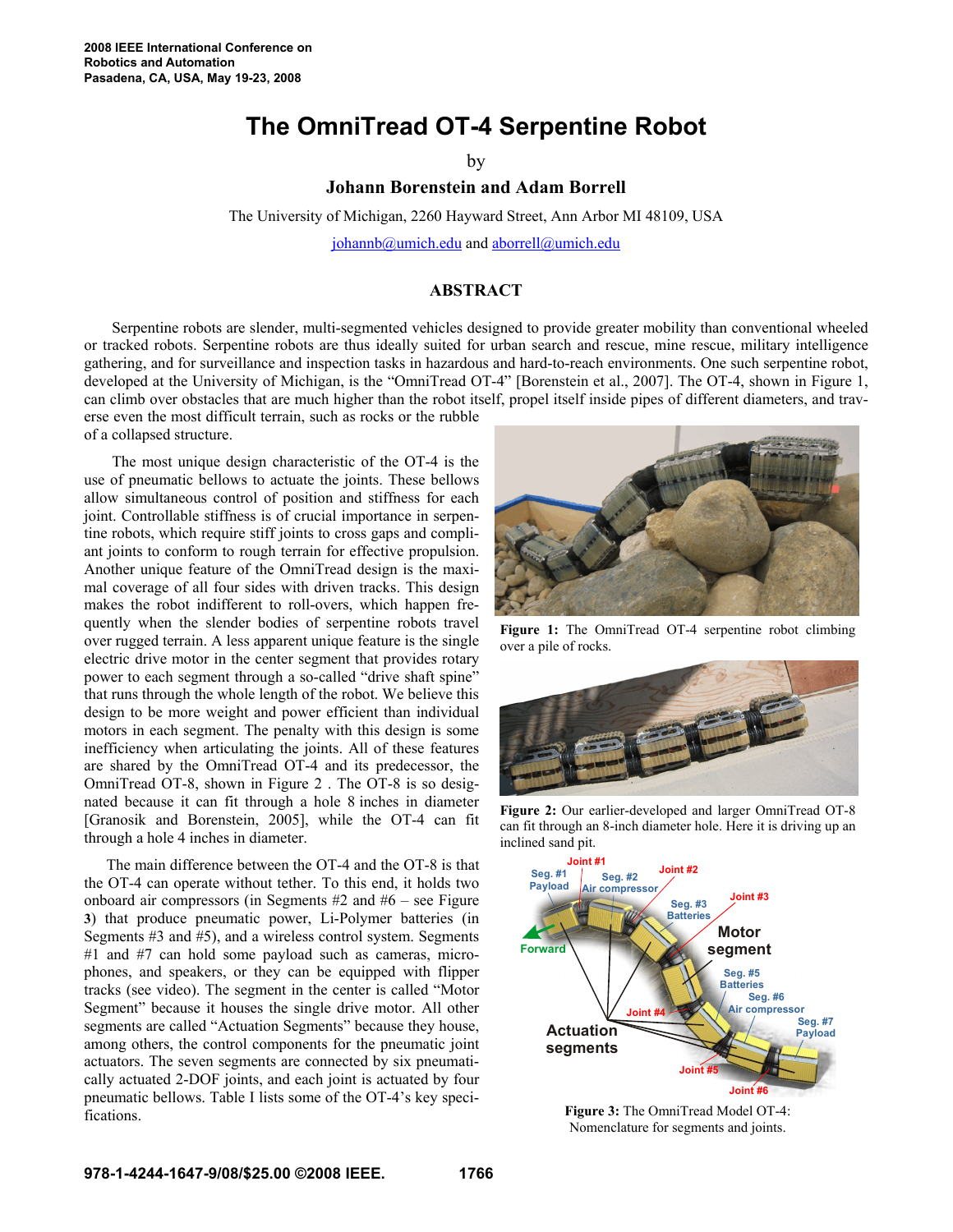2008 IEEE International Conference on Robotics and Automation
Pasadena, CA, USA, May 19-23, 2008

# The OmniTread OT-4 Serpentine Robot

by

**Johann Borenstein and Adam Borrell**

The University of Michigan, 2260 Hayward Street, Ann Arbor MI 48109, USA

johannb@umich.edu and aborrell@umich.edu

## ABSTRACT

Serpentine robots are slender, multi-segmented vehicles designed to provide greater mobility than conventional wheeled or tracked robots. Serpentine robots are thus ideally suited for urban search and rescue, mine rescue, military intelligence gathering, and for surveillance and inspection tasks in hazardous and hard-to-reach environments. One such serpentine robot, developed at the University of Michigan, is the "OmniTread OT-4" [Borenstein et al., 2007]. The OT-4, shown in Figure 1, can climb over obstacles that are much higher than the robot itself, propel itself inside pipes of different diameters, and traverse even the most difficult terrain, such as rocks or the rubble of a collapsed structure.

The most unique design characteristic of the OT-4 is the use of pneumatic bellows to actuate the joints. These bellows allow simultaneous control of position and stiffness for each joint. Controllable stiffness is of crucial importance in serpentine robots, which require stiff joints to cross gaps and compliant joints to conform to rough terrain for effective propulsion. Another unique feature of the OmniTread design is the maximal coverage of all four sides with driven tracks. This design makes the robot indifferent to roll-overs, which happen frequently when the slender bodies of serpentine robots travel over rugged terrain. A less apparent unique feature is the single electric drive motor in the center segment that provides rotary power to each segment through a so-called "drive shaft spine" that runs through the whole length of the robot. We believe this design to be more weight and power efficient than individual motors in each segment. The penalty with this design is some inefficiency when articulating the joints. All of these features are shared by the OmniTread OT-4 and its predecessor, the OmniTread OT-8, shown in Figure 2 . The OT-8 is so designated because it can fit through a hole 8 inches in diameter [Granosik and Borenstein, 2005], while the OT-4 can fit through a hole 4 inches in diameter.

Figure 1: The OmniTread OT-4 serpentine robot climbing over a pile of rocks.

Figure 2: Our earlier-developed and larger OmniTread OT-8 can fit through an 8-inch diameter hole. Here it is driving up an inclined sand pit.

The main difference between the OT-4 and the OT-8 is that the OT-4 can operate without tether. To this end, it holds two onboard air compressors (in Segments #2 and #6 – see Figure 3) that produce pneumatic power, Li-Polymer batteries (in Segments #3 and #5), and a wireless control system. Segments #1 and #7 can hold some payload such as cameras, microphones, and speakers, or they can be equipped with flipper tracks (see video). The segment in the center is called "Motor Segment" because it houses the single drive motor. All other segments are called "Actuation Segments" because they house, among others, the control components for the pneumatic joint actuators. The seven segments are connected by six pneumatically actuated 2-DOF joints, and each joint is actuated by four pneumatic bellows. Table I lists some of the OT-4's key specifications.

Figure 3: The OmniTread Model OT-4: Nomenclature for segments and joints.

978-1-4244-1647-9/08/$25.00 ©2008 IEEE.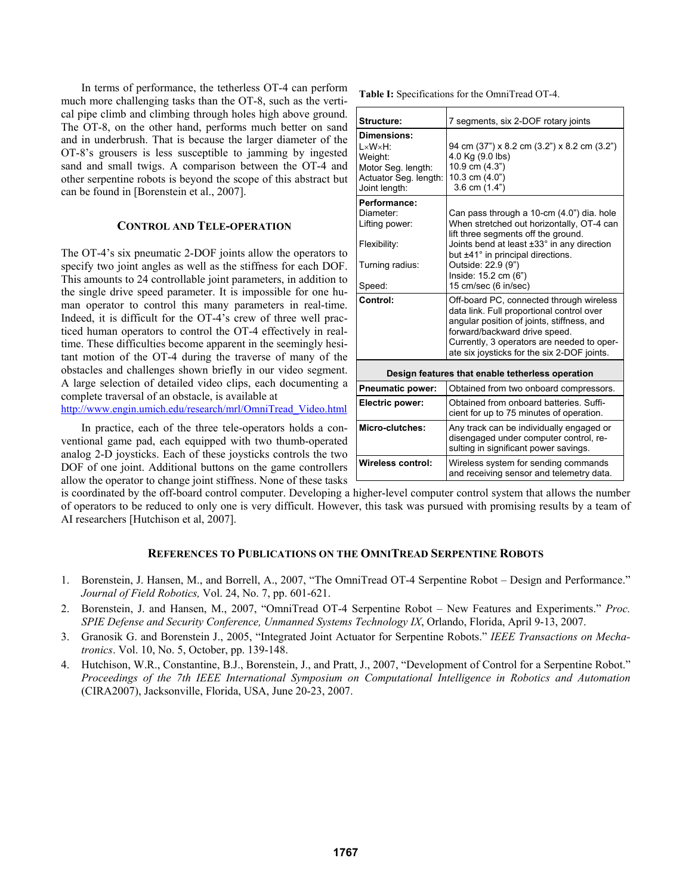In terms of performance, the tetherless OT-4 can perform much more challenging tasks than the OT-8, such as the vertical pipe climb and climbing through holes high above ground. The OT-8, on the other hand, performs much better on sand and in underbrush. That is because the larger diameter of the OT-8's grousers is less susceptible to jamming by ingested sand and small twigs. A comparison between the OT-4 and other serpentine robots is beyond the scope of this abstract but can be found in [Borenstein et al., 2007].

### CONTROL AND TELE-OPERATION

The OT-4's six pneumatic 2-DOF joints allow the operators to specify two joint angles as well as the stiffness for each DOF. This amounts to 24 controllable joint parameters, in addition to the single drive speed parameter. It is impossible for one human operator to control this many parameters in real-time. Indeed, it is difficult for the OT-4's crew of three well practiced human operators to control the OT-4 effectively in real-time. These difficulties become apparent in the seemingly hesitant motion of the OT-4 during the traverse of many of the obstacles and challenges shown briefly in our video segment. A large selection of detailed video clips, each documenting a complete traversal of an obstacle, is available at http://www.engin.umich.edu/research/mrl/OmniTread_Video.html

In practice, each of the three tele-operators holds a conventional game pad, each equipped with two thumb-operated analog 2-D joysticks. Each of these joysticks controls the two DOF of one joint. Additional buttons on the game controllers allow the operator to change joint stiffness. None of these tasks is coordinated by the off-board control computer. Developing a higher-level computer control system that allows the number of operators to be reduced to only one is very difficult. However, this task was pursued with promising results by a team of AI researchers [Hutchison et al, 2007].

**Table I:** Specifications for the OmniTread OT-4.

| | |
|---|---|
| **Structure:** | 7 segments, six 2-DOF rotary joints |
| **Dimensions:**<br>L×W×H:<br>Weight:<br>Motor Seg. length:<br>Actuator Seg. length:<br>Joint length: | <br>94 cm (37") x 8.2 cm (3.2") x 8.2 cm (3.2")<br>4.0 Kg (9.0 lbs)<br>10.9 cm (4.3")<br>10.3 cm (4.0")<br>3.6 cm (1.4") |
| **Performance:**<br>Diameter:<br>Lifting power:<br>Flexibility:<br>Turning radius:<br>Speed: | <br>Can pass through a 10-cm (4.0") dia. hole<br>When stretched out horizontally, OT-4 can lift three segments off the ground.<br>Joints bend at least ±33° in any direction but ±41° in principal directions.<br>Outside: 22.9 (9") Inside: 15.2 cm (6")<br>15 cm/sec (6 in/sec) |
| **Control:** | Off-board PC, connected through wireless data link. Full proportional control over angular position of joints, stiffness, and forward/backward drive speed. Currently, 3 operators are needed to operate six joysticks for the six 2-DOF joints. |
| **Design features that enable tetherless operation** | |
| **Pneumatic power:** | Obtained from two onboard compressors. |
| **Electric power:** | Obtained from onboard batteries. Sufficient for up to 75 minutes of operation. |
| **Micro-clutches:** | Any track can be individually engaged or disengaged under computer control, resulting in significant power savings. |
| **Wireless control:** | Wireless system for sending commands and receiving sensor and telemetry data. |

### REFERENCES TO PUBLICATIONS ON THE OMNITREAD SERPENTINE ROBOTS

1. Borenstein, J. Hansen, M., and Borrell, A., 2007, "The OmniTread OT-4 Serpentine Robot – Design and Performance." *Journal of Field Robotics,* Vol. 24, No. 7, pp. 601-621.
2. Borenstein, J. and Hansen, M., 2007, "OmniTread OT-4 Serpentine Robot – New Features and Experiments." *Proc. SPIE Defense and Security Conference, Unmanned Systems Technology IX*, Orlando, Florida, April 9-13, 2007.
3. Granosik G. and Borenstein J., 2005, "Integrated Joint Actuator for Serpentine Robots." *IEEE Transactions on Mechatronics*. Vol. 10, No. 5, October, pp. 139-148.
4. Hutchison, W.R., Constantine, B.J., Borenstein, J., and Pratt, J., 2007, "Development of Control for a Serpentine Robot." *Proceedings of the 7th IEEE International Symposium on Computational Intelligence in Robotics and Automation* (CIRA2007), Jacksonville, Florida, USA, June 20-23, 2007.